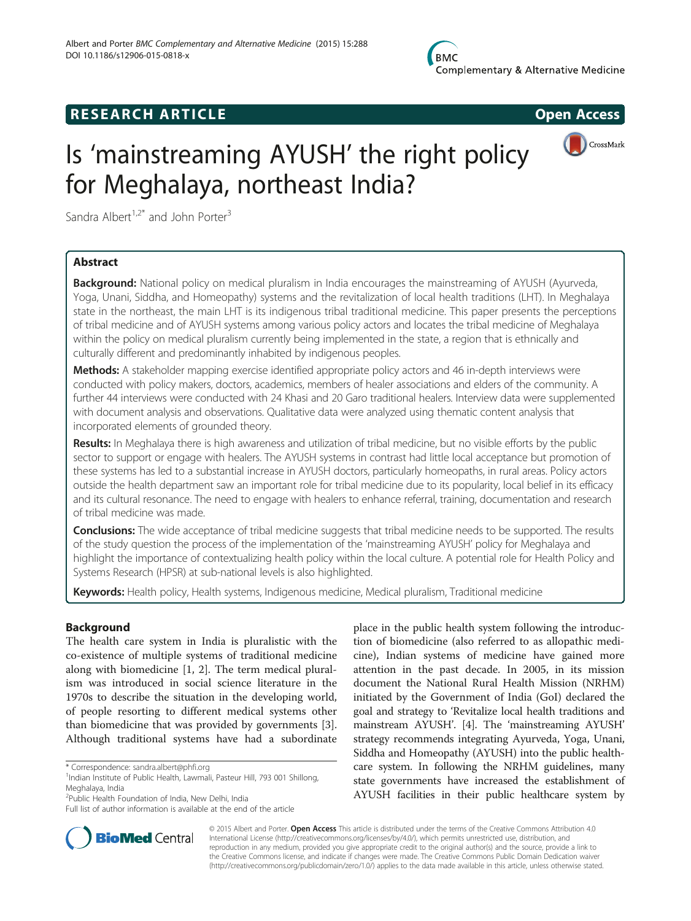# Is 'mainstreaming AYUSH' the right policy for Meghalaya, northeast India?

Sandra Albert[1,2*] and John Porter[3]

## Abstract

**Background:** National policy on medical pluralism in India encourages the mainstreaming of AYUSH (Ayurveda, Yoga, Unani, Siddha, and Homeopathy) systems and the revitalization of local health traditions (LHT). In Meghalaya state in the northeast, the main LHT is its indigenous tribal traditional medicine. This paper presents the perceptions of tribal medicine and of AYUSH systems among various policy actors and locates the tribal medicine of Meghalaya within the policy on medical pluralism currently being implemented in the state, a region that is ethnically and culturally different and predominantly inhabited by indigenous peoples.

**Methods:** A stakeholder mapping exercise identified appropriate policy actors and 46 in-depth interviews were conducted with policy makers, doctors, academics, members of healer associations and elders of the community. A further 44 interviews were conducted with 24 Khasi and 20 Garo traditional healers. Interview data were supplemented with document analysis and observations. Qualitative data were analyzed using thematic content analysis that incorporated elements of grounded theory.

**Results:** In Meghalaya there is high awareness and utilization of tribal medicine, but no visible efforts by the public sector to support or engage with healers. The AYUSH systems in contrast had little local acceptance but promotion of these systems has led to a substantial increase in AYUSH doctors, particularly homeopaths, in rural areas. Policy actors outside the health department saw an important role for tribal medicine due to its popularity, local belief in its efficacy and its cultural resonance. The need to engage with healers to enhance referral, training, documentation and research of tribal medicine was made.

**Conclusions:** The wide acceptance of tribal medicine suggests that tribal medicine needs to be supported. The results of the study question the process of the implementation of the 'mainstreaming AYUSH' policy for Meghalaya and highlight the importance of contextualizing health policy within the local culture. A potential role for Health Policy and Systems Research (HPSR) at sub-national levels is also highlighted.

**Keywords:** Health policy, Health systems, Indigenous medicine, Medical pluralism, Traditional medicine

## Background

The health care system in India is pluralistic with the co-existence of multiple systems of traditional medicine along with biomedicine [1, 2]. The term medical pluralism was introduced in social science literature in the 1970s to describe the situation in the developing world, of people resorting to different medical systems other than biomedicine that was provided by governments [3]. Although traditional systems have had a subordinate place in the public health system following the introduction of biomedicine (also referred to as allopathic medicine), Indian systems of medicine have gained more attention in the past decade. In 2005, in its mission document the National Rural Health Mission (NRHM) initiated by the Government of India (GoI) declared the goal and strategy to 'Revitalize local health traditions and mainstream AYUSH'. [4]. The 'mainstreaming AYUSH' strategy recommends integrating Ayurveda, Yoga, Unani, Siddha and Homeopathy (AYUSH) into the public healthcare system. In following the NRHM guidelines, many state governments have increased the establishment of AYUSH facilities in their public healthcare system by

\* Correspondence: sandra.albert@phfi.org
[1]Indian Institute of Public Health, Lawmali, Pasteur Hill, 793 001 Shillong, Meghalaya, India
[2]Public Health Foundation of India, New Delhi, India
Full list of author information is available at the end of the article

© 2015 Albert and Porter. **Open Access** This article is distributed under the terms of the Creative Commons Attribution 4.0 International License (http://creativecommons.org/licenses/by/4.0/), which permits unrestricted use, distribution, and reproduction in any medium, provided you give appropriate credit to the original author(s) and the source, provide a link to the Creative Commons license, and indicate if changes were made. The Creative Commons Public Domain Dedication waiver (http://creativecommons.org/publicdomain/zero/1.0/) applies to the data made available in this article, unless otherwise stated.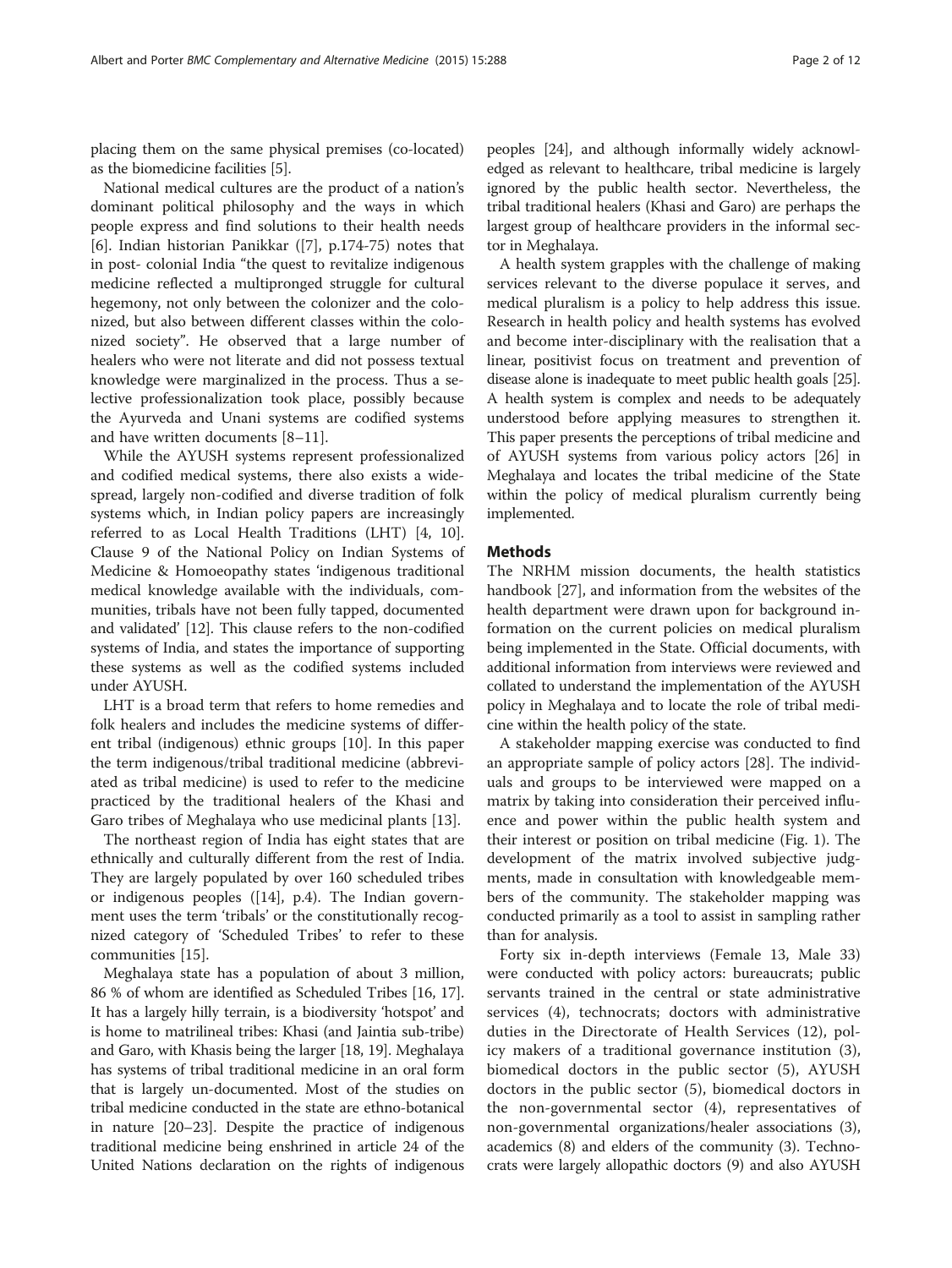placing them on the same physical premises (co-located) as the biomedicine facilities [5].

National medical cultures are the product of a nation's dominant political philosophy and the ways in which people express and find solutions to their health needs [6]. Indian historian Panikkar ([7], p.174-75) notes that in post- colonial India "the quest to revitalize indigenous medicine reflected a multipronged struggle for cultural hegemony, not only between the colonizer and the colonized, but also between different classes within the colonized society". He observed that a large number of healers who were not literate and did not possess textual knowledge were marginalized in the process. Thus a selective professionalization took place, possibly because the Ayurveda and Unani systems are codified systems and have written documents [8–11].

While the AYUSH systems represent professionalized and codified medical systems, there also exists a widespread, largely non-codified and diverse tradition of folk systems which, in Indian policy papers are increasingly referred to as Local Health Traditions (LHT) [4, 10]. Clause 9 of the National Policy on Indian Systems of Medicine & Homoeopathy states 'indigenous traditional medical knowledge available with the individuals, communities, tribals have not been fully tapped, documented and validated' [12]. This clause refers to the non-codified systems of India, and states the importance of supporting these systems as well as the codified systems included under AYUSH.

LHT is a broad term that refers to home remedies and folk healers and includes the medicine systems of different tribal (indigenous) ethnic groups [10]. In this paper the term indigenous/tribal traditional medicine (abbreviated as tribal medicine) is used to refer to the medicine practiced by the traditional healers of the Khasi and Garo tribes of Meghalaya who use medicinal plants [13].

The northeast region of India has eight states that are ethnically and culturally different from the rest of India. They are largely populated by over 160 scheduled tribes or indigenous peoples ([14], p.4). The Indian government uses the term 'tribals' or the constitutionally recognized category of 'Scheduled Tribes' to refer to these communities [15].

Meghalaya state has a population of about 3 million, 86 % of whom are identified as Scheduled Tribes [16, 17]. It has a largely hilly terrain, is a biodiversity 'hotspot' and is home to matrilineal tribes: Khasi (and Jaintia sub-tribe) and Garo, with Khasis being the larger [18, 19]. Meghalaya has systems of tribal traditional medicine in an oral form that is largely un-documented. Most of the studies on tribal medicine conducted in the state are ethno-botanical in nature [20–23]. Despite the practice of indigenous traditional medicine being enshrined in article 24 of the United Nations declaration on the rights of indigenous peoples [24], and although informally widely acknowledged as relevant to healthcare, tribal medicine is largely ignored by the public health sector. Nevertheless, the tribal traditional healers (Khasi and Garo) are perhaps the largest group of healthcare providers in the informal sector in Meghalaya.

A health system grapples with the challenge of making services relevant to the diverse populace it serves, and medical pluralism is a policy to help address this issue. Research in health policy and health systems has evolved and become inter-disciplinary with the realisation that a linear, positivist focus on treatment and prevention of disease alone is inadequate to meet public health goals [25]. A health system is complex and needs to be adequately understood before applying measures to strengthen it. This paper presents the perceptions of tribal medicine and of AYUSH systems from various policy actors [26] in Meghalaya and locates the tribal medicine of the State within the policy of medical pluralism currently being implemented.

## Methods

The NRHM mission documents, the health statistics handbook [27], and information from the websites of the health department were drawn upon for background information on the current policies on medical pluralism being implemented in the State. Official documents, with additional information from interviews were reviewed and collated to understand the implementation of the AYUSH policy in Meghalaya and to locate the role of tribal medicine within the health policy of the state.

A stakeholder mapping exercise was conducted to find an appropriate sample of policy actors [28]. The individuals and groups to be interviewed were mapped on a matrix by taking into consideration their perceived influence and power within the public health system and their interest or position on tribal medicine (Fig. 1). The development of the matrix involved subjective judgments, made in consultation with knowledgeable members of the community. The stakeholder mapping was conducted primarily as a tool to assist in sampling rather than for analysis.

Forty six in-depth interviews (Female 13, Male 33) were conducted with policy actors: bureaucrats; public servants trained in the central or state administrative services (4), technocrats; doctors with administrative duties in the Directorate of Health Services (12), policy makers of a traditional governance institution (3), biomedical doctors in the public sector (5), AYUSH doctors in the public sector (5), biomedical doctors in the non-governmental sector (4), representatives of non-governmental organizations/healer associations (3), academics (8) and elders of the community (3). Technocrats were largely allopathic doctors (9) and also AYUSH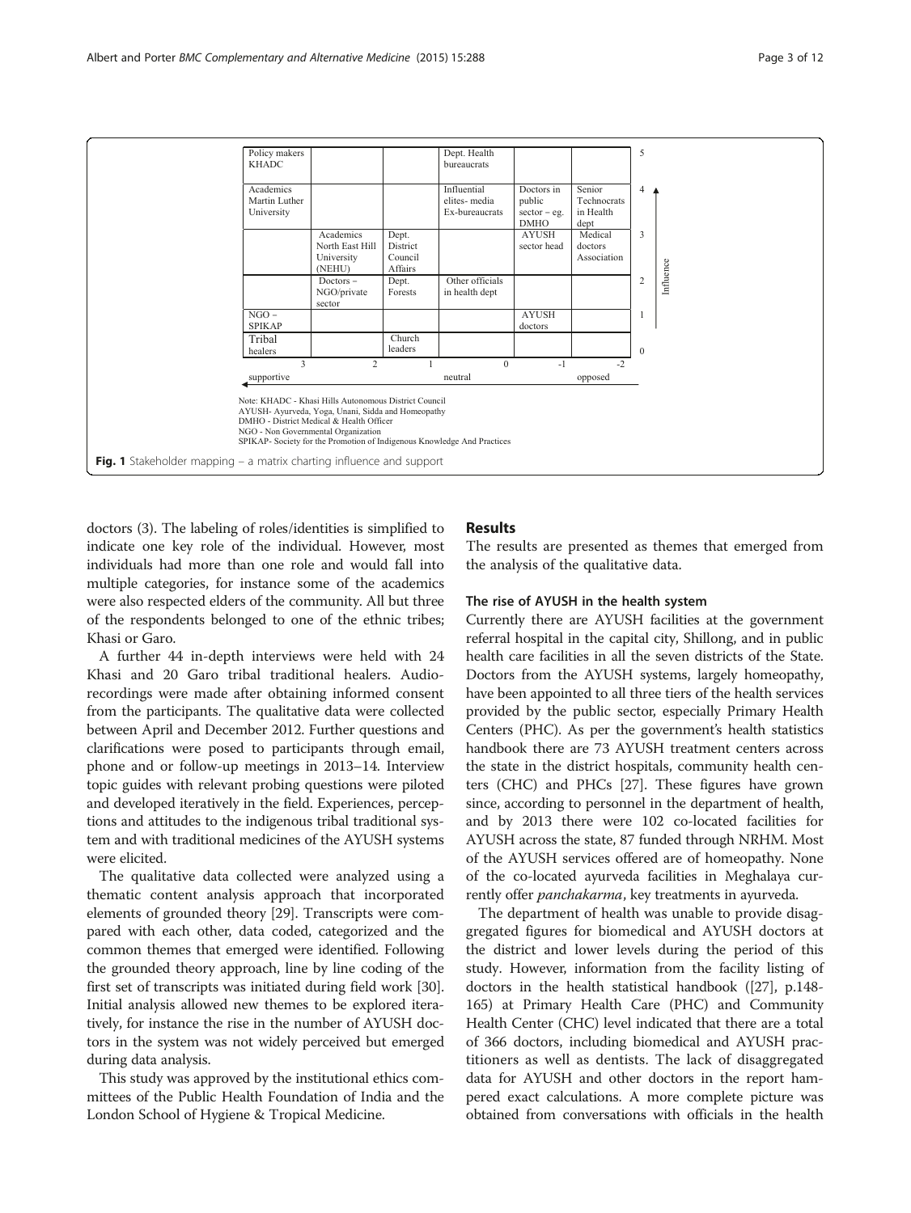| | | | | | | |
|---|---|---|---|---|---|---|
| Policy makers KHADC | | | Dept. Health bureaucrats | | | 5 |
| Academics Martin Luther University | | | Influential elites- media Ex-bureaucrats | Doctors in public sector – eg. DMHO | Senior Technocrats in Health dept | 4 |
| | Academics North East Hill University (NEHU) | Dept. District Council Affairs | | AYUSH sector head | Medical doctors Association | 3 |
| | Doctors – NGO/private sector | Dept. Forests | Other officials in health dept | | | 2 |
| NGO – SPIKAP | | | | AYUSH doctors | | 1 |
| Tribal healers | | Church leaders | | | | 0 |
| 3 | 2 | 1 | 0 | -1 | -2 | |
| supportive | | | neutral | | opposed | |

Influence

Note: KHADC - Khasi Hills Autonomous District Council
AYUSH- Ayurveda, Yoga, Unani, Sidda and Homeopathy
DMHO - District Medical & Health Officer
NGO - Non Governmental Organization
SPIKAP- Society for the Promotion of Indigenous Knowledge And Practices

**Fig. 1** Stakeholder mapping – a matrix charting influence and support

doctors (3). The labeling of roles/identities is simplified to indicate one key role of the individual. However, most individuals had more than one role and would fall into multiple categories, for instance some of the academics were also respected elders of the community. All but three of the respondents belonged to one of the ethnic tribes; Khasi or Garo.

A further 44 in-depth interviews were held with 24 Khasi and 20 Garo tribal traditional healers. Audio-recordings were made after obtaining informed consent from the participants. The qualitative data were collected between April and December 2012. Further questions and clarifications were posed to participants through email, phone and or follow-up meetings in 2013–14. Interview topic guides with relevant probing questions were piloted and developed iteratively in the field. Experiences, perceptions and attitudes to the indigenous tribal traditional system and with traditional medicines of the AYUSH systems were elicited.

The qualitative data collected were analyzed using a thematic content analysis approach that incorporated elements of grounded theory [29]. Transcripts were compared with each other, data coded, categorized and the common themes that emerged were identified. Following the grounded theory approach, line by line coding of the first set of transcripts was initiated during field work [30]. Initial analysis allowed new themes to be explored iteratively, for instance the rise in the number of AYUSH doctors in the system was not widely perceived but emerged during data analysis.

This study was approved by the institutional ethics committees of the Public Health Foundation of India and the London School of Hygiene & Tropical Medicine.

## Results

The results are presented as themes that emerged from the analysis of the qualitative data.

### The rise of AYUSH in the health system

Currently there are AYUSH facilities at the government referral hospital in the capital city, Shillong, and in public health care facilities in all the seven districts of the State. Doctors from the AYUSH systems, largely homeopathy, have been appointed to all three tiers of the health services provided by the public sector, especially Primary Health Centers (PHC). As per the government's health statistics handbook there are 73 AYUSH treatment centers across the state in the district hospitals, community health centers (CHC) and PHCs [27]. These figures have grown since, according to personnel in the department of health, and by 2013 there were 102 co-located facilities for AYUSH across the state, 87 funded through NRHM. Most of the AYUSH services offered are of homeopathy. None of the co-located ayurveda facilities in Meghalaya currently offer *panchakarma*, key treatments in ayurveda.

The department of health was unable to provide disaggregated figures for biomedical and AYUSH doctors at the district and lower levels during the period of this study. However, information from the facility listing of doctors in the health statistical handbook ([27], p.148-165) at Primary Health Care (PHC) and Community Health Center (CHC) level indicated that there are a total of 366 doctors, including biomedical and AYUSH practitioners as well as dentists. The lack of disaggregated data for AYUSH and other doctors in the report hampered exact calculations. A more complete picture was obtained from conversations with officials in the health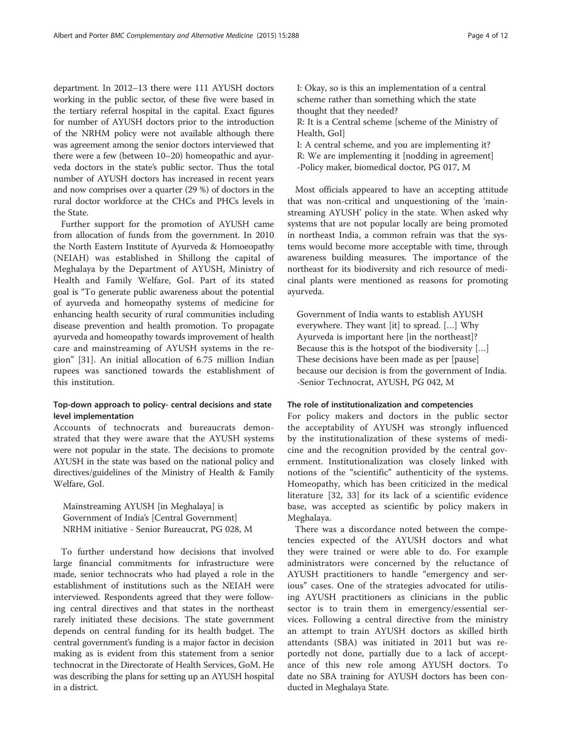department. In 2012–13 there were 111 AYUSH doctors working in the public sector, of these five were based in the tertiary referral hospital in the capital. Exact figures for number of AYUSH doctors prior to the introduction of the NRHM policy were not available although there was agreement among the senior doctors interviewed that there were a few (between 10–20) homeopathic and ayurveda doctors in the state's public sector. Thus the total number of AYUSH doctors has increased in recent years and now comprises over a quarter (29 %) of doctors in the rural doctor workforce at the CHCs and PHCs levels in the State.

Further support for the promotion of AYUSH came from allocation of funds from the government. In 2010 the North Eastern Institute of Ayurveda & Homoeopathy (NEIAH) was established in Shillong the capital of Meghalaya by the Department of AYUSH, Ministry of Health and Family Welfare, GoI. Part of its stated goal is "To generate public awareness about the potential of ayurveda and homeopathy systems of medicine for enhancing health security of rural communities including disease prevention and health promotion. To propagate ayurveda and homeopathy towards improvement of health care and mainstreaming of AYUSH systems in the region" [31]. An initial allocation of 6.75 million Indian rupees was sanctioned towards the establishment of this institution.

### Top-down approach to policy- central decisions and state level implementation

Accounts of technocrats and bureaucrats demonstrated that they were aware that the AYUSH systems were not popular in the state. The decisions to promote AYUSH in the state was based on the national policy and directives/guidelines of the Ministry of Health & Family Welfare, GoI.

> Mainstreaming AYUSH [in Meghalaya] is Government of India's [Central Government] NRHM initiative - Senior Bureaucrat, PG 028, M

To further understand how decisions that involved large financial commitments for infrastructure were made, senior technocrats who had played a role in the establishment of institutions such as the NEIAH were interviewed. Respondents agreed that they were following central directives and that states in the northeast rarely initiated these decisions. The state government depends on central funding for its health budget. The central government's funding is a major factor in decision making as is evident from this statement from a senior technocrat in the Directorate of Health Services, GoM. He was describing the plans for setting up an AYUSH hospital in a district.

> I: Okay, so is this an implementation of a central scheme rather than something which the state thought that they needed?
> R: It is a Central scheme [scheme of the Ministry of Health, GoI]
> I: A central scheme, and you are implementing it?
> R: We are implementing it [nodding in agreement]
> -Policy maker, biomedical doctor, PG 017, M

Most officials appeared to have an accepting attitude that was non-critical and unquestioning of the 'mainstreaming AYUSH' policy in the state. When asked why systems that are not popular locally are being promoted in northeast India, a common refrain was that the systems would become more acceptable with time, through awareness building measures. The importance of the northeast for its biodiversity and rich resource of medicinal plants were mentioned as reasons for promoting ayurveda.

> Government of India wants to establish AYUSH everywhere. They want [it] to spread. […] Why Ayurveda is important here [in the northeast]? Because this is the hotspot of the biodiversity […] These decisions have been made as per [pause] because our decision is from the government of India.
> -Senior Technocrat, AYUSH, PG 042, M

### The role of institutionalization and competencies

For policy makers and doctors in the public sector the acceptability of AYUSH was strongly influenced by the institutionalization of these systems of medicine and the recognition provided by the central government. Institutionalization was closely linked with notions of the "scientific" authenticity of the systems. Homeopathy, which has been criticized in the medical literature [32, 33] for its lack of a scientific evidence base, was accepted as scientific by policy makers in Meghalaya.

There was a discordance noted between the competencies expected of the AYUSH doctors and what they were trained or were able to do. For example administrators were concerned by the reluctance of AYUSH practitioners to handle "emergency and serious" cases. One of the strategies advocated for utilising AYUSH practitioners as clinicians in the public sector is to train them in emergency/essential services. Following a central directive from the ministry an attempt to train AYUSH doctors as skilled birth attendants (SBA) was initiated in 2011 but was reportedly not done, partially due to a lack of acceptance of this new role among AYUSH doctors. To date no SBA training for AYUSH doctors has been conducted in Meghalaya State.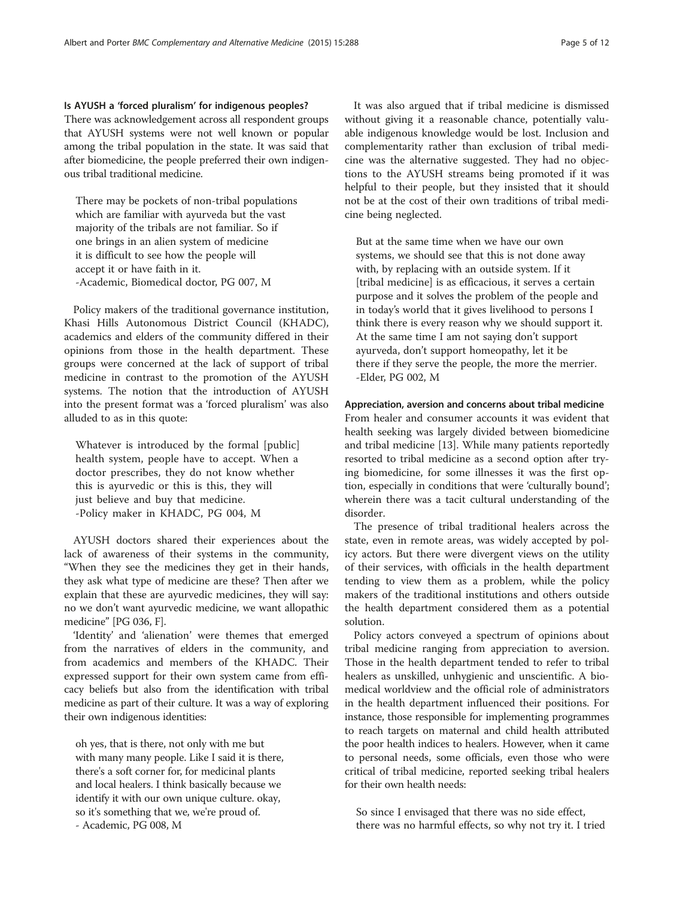### Is AYUSH a 'forced pluralism' for indigenous peoples?

There was acknowledgement across all respondent groups that AYUSH systems were not well known or popular among the tribal population in the state. It was said that after biomedicine, the people preferred their own indigenous tribal traditional medicine.

> There may be pockets of non-tribal populations which are familiar with ayurveda but the vast majority of the tribals are not familiar. So if one brings in an alien system of medicine it is difficult to see how the people will accept it or have faith in it.
> -Academic, Biomedical doctor, PG 007, M

Policy makers of the traditional governance institution, Khasi Hills Autonomous District Council (KHADC), academics and elders of the community differed in their opinions from those in the health department. These groups were concerned at the lack of support of tribal medicine in contrast to the promotion of the AYUSH systems. The notion that the introduction of AYUSH into the present format was a 'forced pluralism' was also alluded to as in this quote:

> Whatever is introduced by the formal [public] health system, people have to accept. When a doctor prescribes, they do not know whether this is ayurvedic or this is this, they will just believe and buy that medicine.
> -Policy maker in KHADC, PG 004, M

AYUSH doctors shared their experiences about the lack of awareness of their systems in the community, "When they see the medicines they get in their hands, they ask what type of medicine are these? Then after we explain that these are ayurvedic medicines, they will say: no we don't want ayurvedic medicine, we want allopathic medicine" [PG 036, F].

'Identity' and 'alienation' were themes that emerged from the narratives of elders in the community, and from academics and members of the KHADC. Their expressed support for their own system came from efficacy beliefs but also from the identification with tribal medicine as part of their culture. It was a way of exploring their own indigenous identities:

> oh yes, that is there, not only with me but with many many people. Like I said it is there, there's a soft corner for, for medicinal plants and local healers. I think basically because we identify it with our own unique culture. okay, so it's something that we, we're proud of.
> - Academic, PG 008, M

It was also argued that if tribal medicine is dismissed without giving it a reasonable chance, potentially valuable indigenous knowledge would be lost. Inclusion and complementarity rather than exclusion of tribal medicine was the alternative suggested. They had no objections to the AYUSH streams being promoted if it was helpful to their people, but they insisted that it should not be at the cost of their own traditions of tribal medicine being neglected.

> But at the same time when we have our own systems, we should see that this is not done away with, by replacing with an outside system. If it [tribal medicine] is as efficacious, it serves a certain purpose and it solves the problem of the people and in today's world that it gives livelihood to persons I think there is every reason why we should support it. At the same time I am not saying don't support ayurveda, don't support homeopathy, let it be there if they serve the people, the more the merrier.
> -Elder, PG 002, M

### Appreciation, aversion and concerns about tribal medicine

From healer and consumer accounts it was evident that health seeking was largely divided between biomedicine and tribal medicine [13]. While many patients reportedly resorted to tribal medicine as a second option after trying biomedicine, for some illnesses it was the first option, especially in conditions that were 'culturally bound'; wherein there was a tacit cultural understanding of the disorder.

The presence of tribal traditional healers across the state, even in remote areas, was widely accepted by policy actors. But there were divergent views on the utility of their services, with officials in the health department tending to view them as a problem, while the policy makers of the traditional institutions and others outside the health department considered them as a potential solution.

Policy actors conveyed a spectrum of opinions about tribal medicine ranging from appreciation to aversion. Those in the health department tended to refer to tribal healers as unskilled, unhygienic and unscientific. A biomedical worldview and the official role of administrators in the health department influenced their positions. For instance, those responsible for implementing programmes to reach targets on maternal and child health attributed the poor health indices to healers. However, when it came to personal needs, some officials, even those who were critical of tribal medicine, reported seeking tribal healers for their own health needs:

> So since I envisaged that there was no side effect, there was no harmful effects, so why not try it. I tried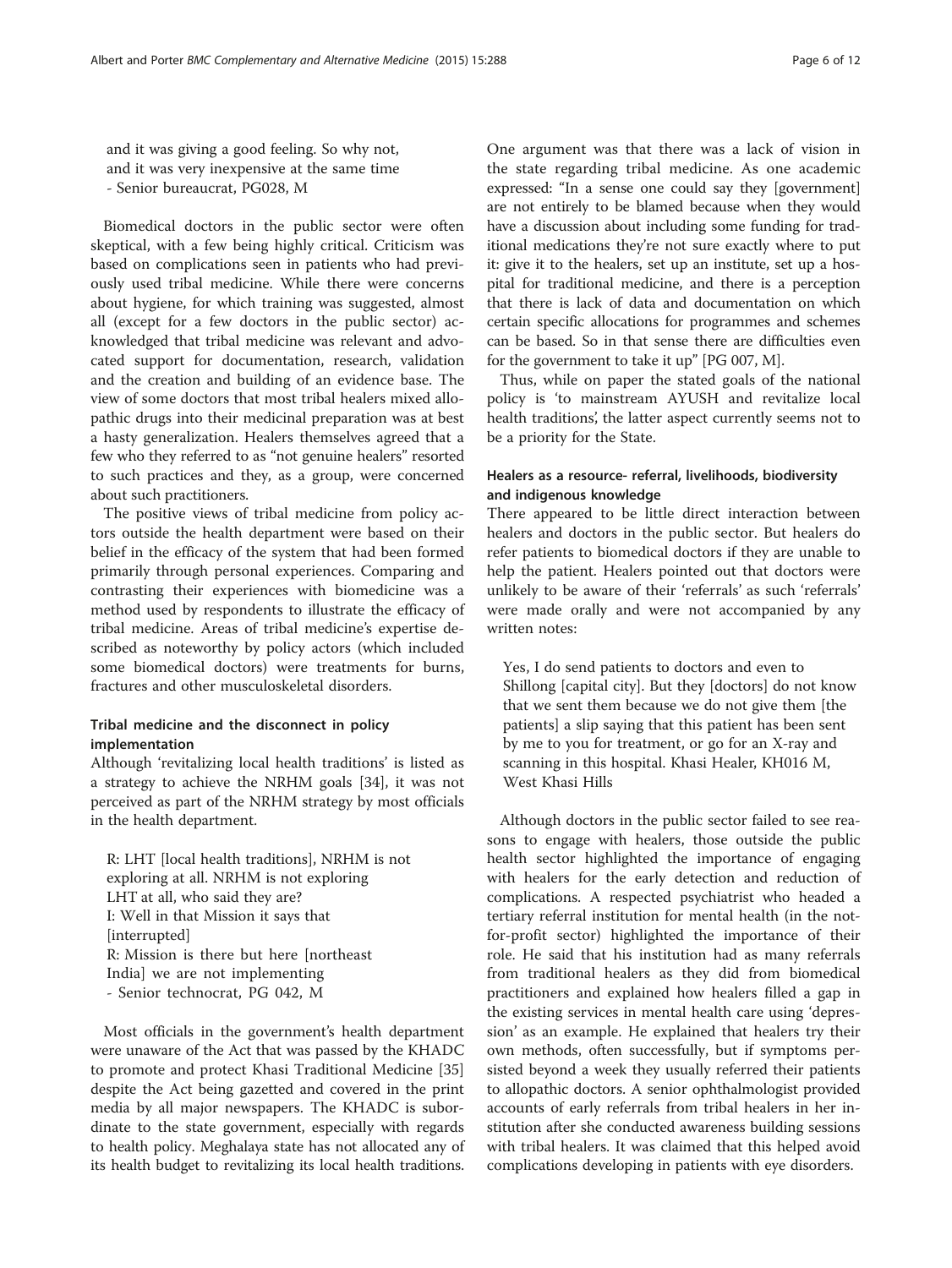and it was giving a good feeling. So why not, and it was very inexpensive at the same time
- Senior bureaucrat, PG028, M

Biomedical doctors in the public sector were often skeptical, with a few being highly critical. Criticism was based on complications seen in patients who had previously used tribal medicine. While there were concerns about hygiene, for which training was suggested, almost all (except for a few doctors in the public sector) acknowledged that tribal medicine was relevant and advocated support for documentation, research, validation and the creation and building of an evidence base. The view of some doctors that most tribal healers mixed allopathic drugs into their medicinal preparation was at best a hasty generalization. Healers themselves agreed that a few who they referred to as "not genuine healers" resorted to such practices and they, as a group, were concerned about such practitioners.

The positive views of tribal medicine from policy actors outside the health department were based on their belief in the efficacy of the system that had been formed primarily through personal experiences. Comparing and contrasting their experiences with biomedicine was a method used by respondents to illustrate the efficacy of tribal medicine. Areas of tribal medicine's expertise described as noteworthy by policy actors (which included some biomedical doctors) were treatments for burns, fractures and other musculoskeletal disorders.

### Tribal medicine and the disconnect in policy implementation

Although 'revitalizing local health traditions' is listed as a strategy to achieve the NRHM goals [34], it was not perceived as part of the NRHM strategy by most officials in the health department.

R: LHT [local health traditions], NRHM is not exploring at all. NRHM is not exploring LHT at all, who said they are?
I: Well in that Mission it says that [interrupted]
R: Mission is there but here [northeast India] we are not implementing
- Senior technocrat, PG 042, M

Most officials in the government's health department were unaware of the Act that was passed by the KHADC to promote and protect Khasi Traditional Medicine [35] despite the Act being gazetted and covered in the print media by all major newspapers. The KHADC is subordinate to the state government, especially with regards to health policy. Meghalaya state has not allocated any of its health budget to revitalizing its local health traditions. One argument was that there was a lack of vision in the state regarding tribal medicine. As one academic expressed: "In a sense one could say they [government] are not entirely to be blamed because when they would have a discussion about including some funding for traditional medications they're not sure exactly where to put it: give it to the healers, set up an institute, set up a hospital for traditional medicine, and there is a perception that there is lack of data and documentation on which certain specific allocations for programmes and schemes can be based. So in that sense there are difficulties even for the government to take it up" [PG 007, M].

Thus, while on paper the stated goals of the national policy is 'to mainstream AYUSH and revitalize local health traditions', the latter aspect currently seems not to be a priority for the State.

### Healers as a resource- referral, livelihoods, biodiversity and indigenous knowledge

There appeared to be little direct interaction between healers and doctors in the public sector. But healers do refer patients to biomedical doctors if they are unable to help the patient. Healers pointed out that doctors were unlikely to be aware of their 'referrals' as such 'referrals' were made orally and were not accompanied by any written notes:

Yes, I do send patients to doctors and even to Shillong [capital city]. But they [doctors] do not know that we sent them because we do not give them [the patients] a slip saying that this patient has been sent by me to you for treatment, or go for an X-ray and scanning in this hospital. Khasi Healer, KH016 M, West Khasi Hills

Although doctors in the public sector failed to see reasons to engage with healers, those outside the public health sector highlighted the importance of engaging with healers for the early detection and reduction of complications. A respected psychiatrist who headed a tertiary referral institution for mental health (in the not-for-profit sector) highlighted the importance of their role. He said that his institution had as many referrals from traditional healers as they did from biomedical practitioners and explained how healers filled a gap in the existing services in mental health care using 'depression' as an example. He explained that healers try their own methods, often successfully, but if symptoms persisted beyond a week they usually referred their patients to allopathic doctors. A senior ophthalmologist provided accounts of early referrals from tribal healers in her institution after she conducted awareness building sessions with tribal healers. It was claimed that this helped avoid complications developing in patients with eye disorders.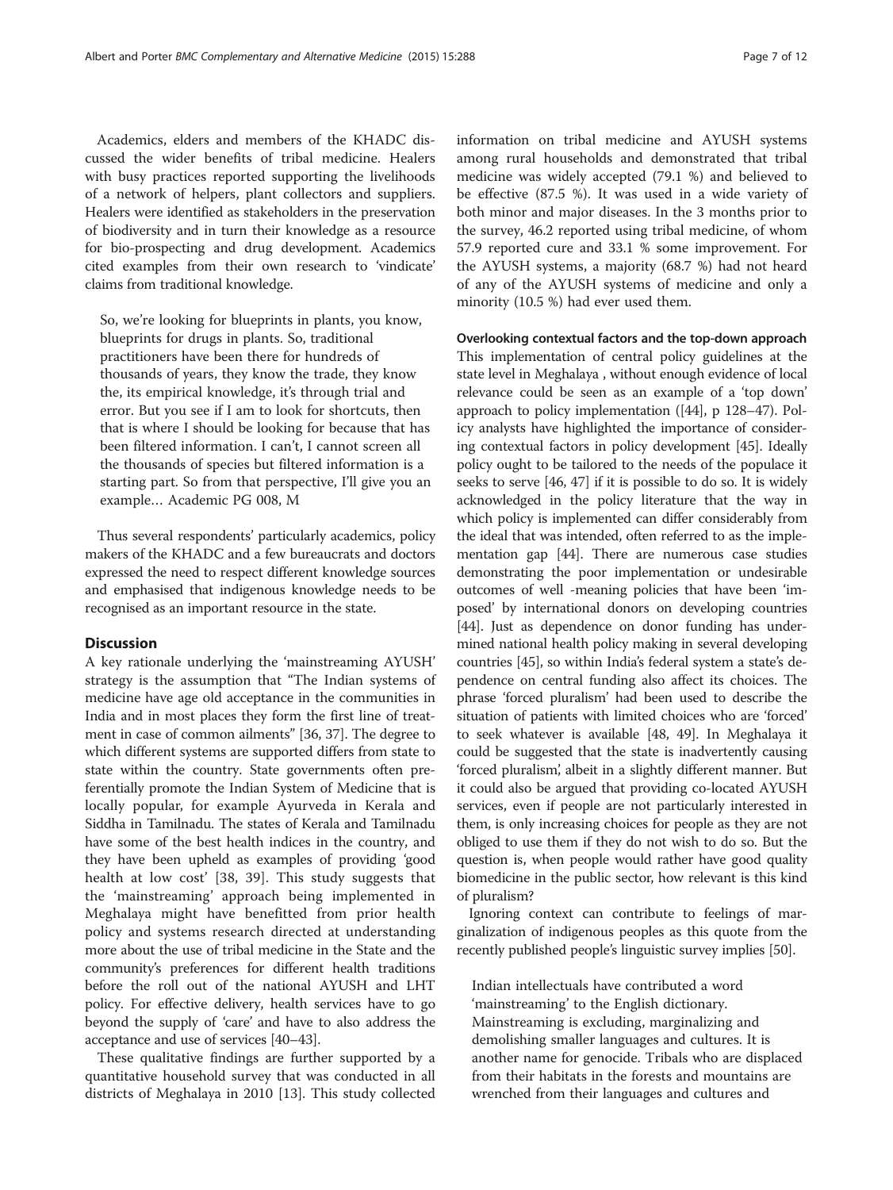Academics, elders and members of the KHADC discussed the wider benefits of tribal medicine. Healers with busy practices reported supporting the livelihoods of a network of helpers, plant collectors and suppliers. Healers were identified as stakeholders in the preservation of biodiversity and in turn their knowledge as a resource for bio-prospecting and drug development. Academics cited examples from their own research to 'vindicate' claims from traditional knowledge.

> So, we're looking for blueprints in plants, you know, blueprints for drugs in plants. So, traditional practitioners have been there for hundreds of thousands of years, they know the trade, they know the, its empirical knowledge, it's through trial and error. But you see if I am to look for shortcuts, then that is where I should be looking for because that has been filtered information. I can't, I cannot screen all the thousands of species but filtered information is a starting part. So from that perspective, I'll give you an example… Academic PG 008, M

Thus several respondents' particularly academics, policy makers of the KHADC and a few bureaucrats and doctors expressed the need to respect different knowledge sources and emphasised that indigenous knowledge needs to be recognised as an important resource in the state.

## Discussion

A key rationale underlying the 'mainstreaming AYUSH' strategy is the assumption that "The Indian systems of medicine have age old acceptance in the communities in India and in most places they form the first line of treatment in case of common ailments" [36, 37]. The degree to which different systems are supported differs from state to state within the country. State governments often preferentially promote the Indian System of Medicine that is locally popular, for example Ayurveda in Kerala and Siddha in Tamilnadu. The states of Kerala and Tamilnadu have some of the best health indices in the country, and they have been upheld as examples of providing 'good health at low cost' [38, 39]. This study suggests that the 'mainstreaming' approach being implemented in Meghalaya might have benefitted from prior health policy and systems research directed at understanding more about the use of tribal medicine in the State and the community's preferences for different health traditions before the roll out of the national AYUSH and LHT policy. For effective delivery, health services have to go beyond the supply of 'care' and have to also address the acceptance and use of services [40–43].

These qualitative findings are further supported by a quantitative household survey that was conducted in all districts of Meghalaya in 2010 [13]. This study collected information on tribal medicine and AYUSH systems among rural households and demonstrated that tribal medicine was widely accepted (79.1 %) and believed to be effective (87.5 %). It was used in a wide variety of both minor and major diseases. In the 3 months prior to the survey, 46.2 reported using tribal medicine, of whom 57.9 reported cure and 33.1 % some improvement. For the AYUSH systems, a majority (68.7 %) had not heard of any of the AYUSH systems of medicine and only a minority (10.5 %) had ever used them.

### Overlooking contextual factors and the top-down approach

This implementation of central policy guidelines at the state level in Meghalaya , without enough evidence of local relevance could be seen as an example of a 'top down' approach to policy implementation ([44], p 128–47). Policy analysts have highlighted the importance of considering contextual factors in policy development [45]. Ideally policy ought to be tailored to the needs of the populace it seeks to serve [46, 47] if it is possible to do so. It is widely acknowledged in the policy literature that the way in which policy is implemented can differ considerably from the ideal that was intended, often referred to as the implementation gap [44]. There are numerous case studies demonstrating the poor implementation or undesirable outcomes of well -meaning policies that have been 'imposed' by international donors on developing countries [44]. Just as dependence on donor funding has undermined national health policy making in several developing countries [45], so within India's federal system a state's dependence on central funding also affect its choices. The phrase 'forced pluralism' had been used to describe the situation of patients with limited choices who are 'forced' to seek whatever is available [48, 49]. In Meghalaya it could be suggested that the state is inadvertently causing 'forced pluralism', albeit in a slightly different manner. But it could also be argued that providing co-located AYUSH services, even if people are not particularly interested in them, is only increasing choices for people as they are not obliged to use them if they do not wish to do so. But the question is, when people would rather have good quality biomedicine in the public sector, how relevant is this kind of pluralism?

Ignoring context can contribute to feelings of marginalization of indigenous peoples as this quote from the recently published people's linguistic survey implies [50].

> Indian intellectuals have contributed a word 'mainstreaming' to the English dictionary. Mainstreaming is excluding, marginalizing and demolishing smaller languages and cultures. It is another name for genocide. Tribals who are displaced from their habitats in the forests and mountains are wrenched from their languages and cultures and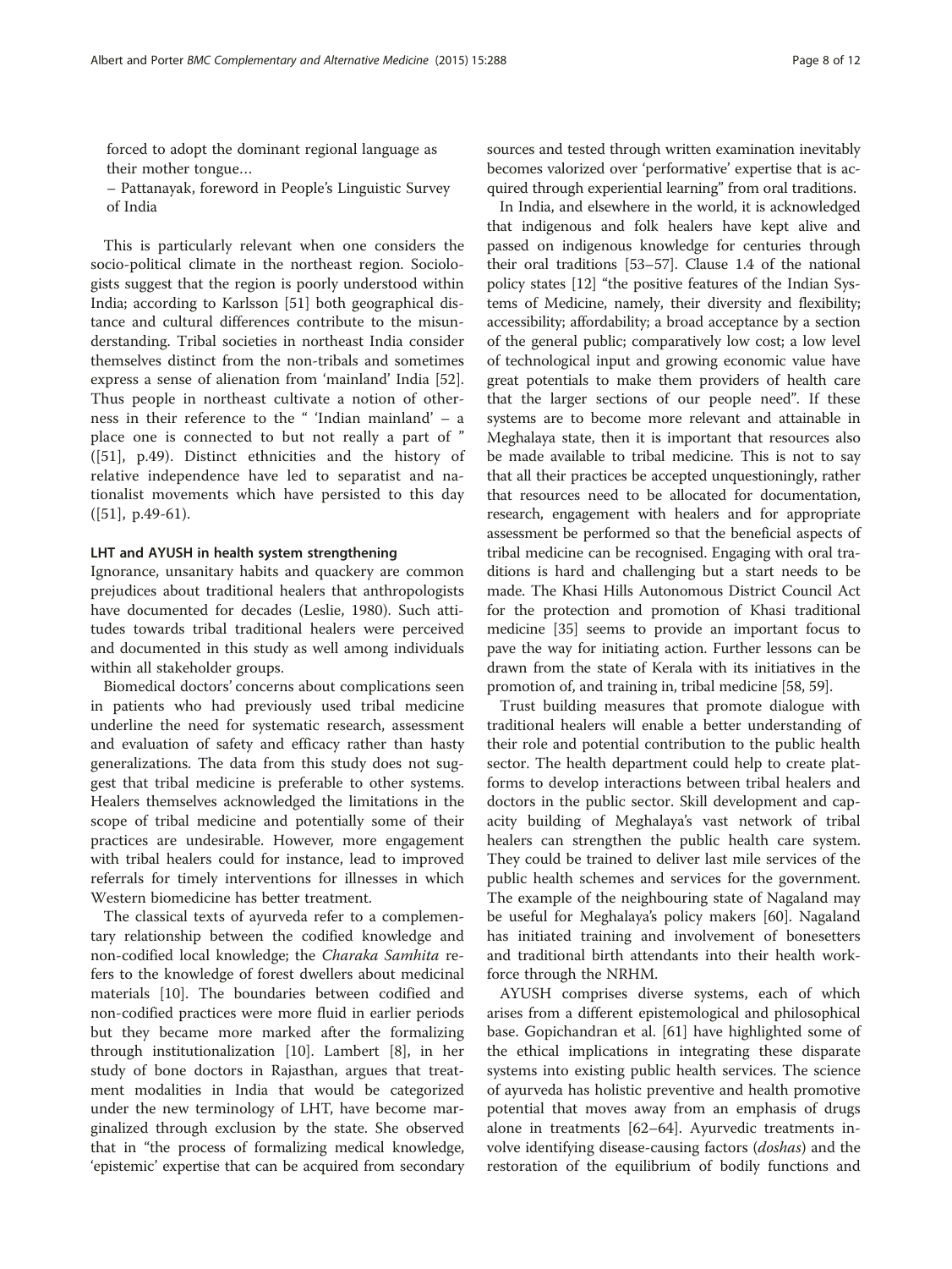forced to adopt the dominant regional language as their mother tongue…

– Pattanayak, foreword in People's Linguistic Survey of India

This is particularly relevant when one considers the socio-political climate in the northeast region. Sociologists suggest that the region is poorly understood within India; according to Karlsson [51] both geographical distance and cultural differences contribute to the misunderstanding. Tribal societies in northeast India consider themselves distinct from the non-tribals and sometimes express a sense of alienation from 'mainland' India [52]. Thus people in northeast cultivate a notion of otherness in their reference to the " 'Indian mainland' – a place one is connected to but not really a part of " ([51], p.49). Distinct ethnicities and the history of relative independence have led to separatist and nationalist movements which have persisted to this day ([51], p.49-61).

#### LHT and AYUSH in health system strengthening

Ignorance, unsanitary habits and quackery are common prejudices about traditional healers that anthropologists have documented for decades (Leslie, 1980). Such attitudes towards tribal traditional healers were perceived and documented in this study as well among individuals within all stakeholder groups.

Biomedical doctors' concerns about complications seen in patients who had previously used tribal medicine underline the need for systematic research, assessment and evaluation of safety and efficacy rather than hasty generalizations. The data from this study does not suggest that tribal medicine is preferable to other systems. Healers themselves acknowledged the limitations in the scope of tribal medicine and potentially some of their practices are undesirable. However, more engagement with tribal healers could for instance, lead to improved referrals for timely interventions for illnesses in which Western biomedicine has better treatment.

The classical texts of ayurveda refer to a complementary relationship between the codified knowledge and non-codified local knowledge; the *Charaka Samhita* refers to the knowledge of forest dwellers about medicinal materials [10]. The boundaries between codified and non-codified practices were more fluid in earlier periods but they became more marked after the formalizing through institutionalization [10]. Lambert [8], in her study of bone doctors in Rajasthan, argues that treatment modalities in India that would be categorized under the new terminology of LHT, have become marginalized through exclusion by the state. She observed that in "the process of formalizing medical knowledge, 'epistemic' expertise that can be acquired from secondary sources and tested through written examination inevitably becomes valorized over 'performative' expertise that is acquired through experiential learning" from oral traditions.

In India, and elsewhere in the world, it is acknowledged that indigenous and folk healers have kept alive and passed on indigenous knowledge for centuries through their oral traditions [53–57]. Clause 1.4 of the national policy states [12] "the positive features of the Indian Systems of Medicine, namely, their diversity and flexibility; accessibility; affordability; a broad acceptance by a section of the general public; comparatively low cost; a low level of technological input and growing economic value have great potentials to make them providers of health care that the larger sections of our people need". If these systems are to become more relevant and attainable in Meghalaya state, then it is important that resources also be made available to tribal medicine. This is not to say that all their practices be accepted unquestioningly, rather that resources need to be allocated for documentation, research, engagement with healers and for appropriate assessment be performed so that the beneficial aspects of tribal medicine can be recognised. Engaging with oral traditions is hard and challenging but a start needs to be made. The Khasi Hills Autonomous District Council Act for the protection and promotion of Khasi traditional medicine [35] seems to provide an important focus to pave the way for initiating action. Further lessons can be drawn from the state of Kerala with its initiatives in the promotion of, and training in, tribal medicine [58, 59].

Trust building measures that promote dialogue with traditional healers will enable a better understanding of their role and potential contribution to the public health sector. The health department could help to create platforms to develop interactions between tribal healers and doctors in the public sector. Skill development and capacity building of Meghalaya's vast network of tribal healers can strengthen the public health care system. They could be trained to deliver last mile services of the public health schemes and services for the government. The example of the neighbouring state of Nagaland may be useful for Meghalaya's policy makers [60]. Nagaland has initiated training and involvement of bonesetters and traditional birth attendants into their health workforce through the NRHM.

AYUSH comprises diverse systems, each of which arises from a different epistemological and philosophical base. Gopichandran et al. [61] have highlighted some of the ethical implications in integrating these disparate systems into existing public health services. The science of ayurveda has holistic preventive and health promotive potential that moves away from an emphasis of drugs alone in treatments [62–64]. Ayurvedic treatments involve identifying disease-causing factors (*doshas*) and the restoration of the equilibrium of bodily functions and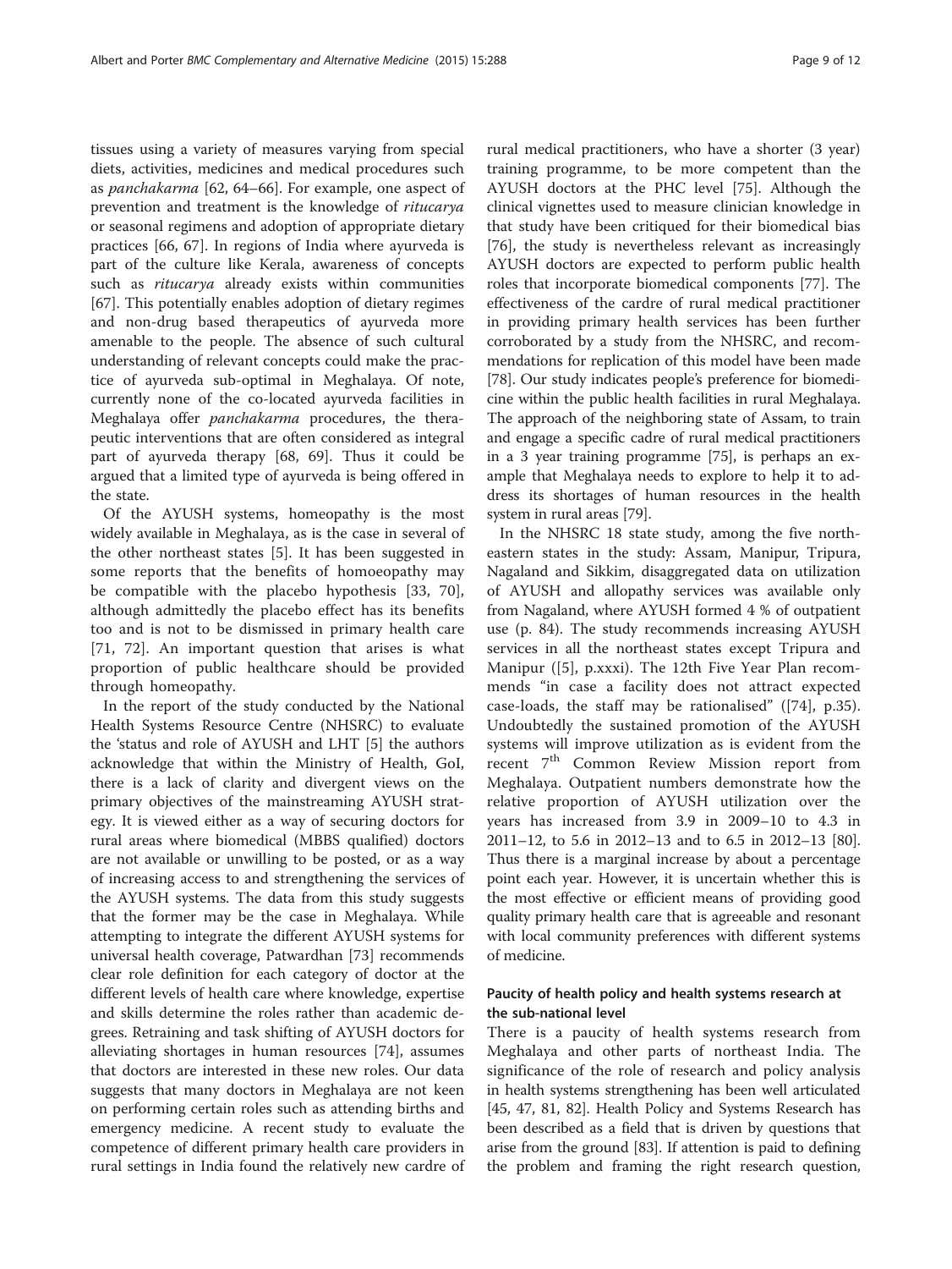tissues using a variety of measures varying from special diets, activities, medicines and medical procedures such as *panchakarma* [62, 64–66]. For example, one aspect of prevention and treatment is the knowledge of *ritucarya* or seasonal regimens and adoption of appropriate dietary practices [66, 67]. In regions of India where ayurveda is part of the culture like Kerala, awareness of concepts such as *ritucarya* already exists within communities [67]. This potentially enables adoption of dietary regimes and non-drug based therapeutics of ayurveda more amenable to the people. The absence of such cultural understanding of relevant concepts could make the practice of ayurveda sub-optimal in Meghalaya. Of note, currently none of the co-located ayurveda facilities in Meghalaya offer *panchakarma* procedures, the therapeutic interventions that are often considered as integral part of ayurveda therapy [68, 69]. Thus it could be argued that a limited type of ayurveda is being offered in the state.

Of the AYUSH systems, homeopathy is the most widely available in Meghalaya, as is the case in several of the other northeast states [5]. It has been suggested in some reports that the benefits of homoeopathy may be compatible with the placebo hypothesis [33, 70], although admittedly the placebo effect has its benefits too and is not to be dismissed in primary health care [71, 72]. An important question that arises is what proportion of public healthcare should be provided through homeopathy.

In the report of the study conducted by the National Health Systems Resource Centre (NHSRC) to evaluate the 'status and role of AYUSH and LHT [5] the authors acknowledge that within the Ministry of Health, GoI, there is a lack of clarity and divergent views on the primary objectives of the mainstreaming AYUSH strategy. It is viewed either as a way of securing doctors for rural areas where biomedical (MBBS qualified) doctors are not available or unwilling to be posted, or as a way of increasing access to and strengthening the services of the AYUSH systems. The data from this study suggests that the former may be the case in Meghalaya. While attempting to integrate the different AYUSH systems for universal health coverage, Patwardhan [73] recommends clear role definition for each category of doctor at the different levels of health care where knowledge, expertise and skills determine the roles rather than academic degrees. Retraining and task shifting of AYUSH doctors for alleviating shortages in human resources [74], assumes that doctors are interested in these new roles. Our data suggests that many doctors in Meghalaya are not keen on performing certain roles such as attending births and emergency medicine. A recent study to evaluate the competence of different primary health care providers in rural settings in India found the relatively new cardre of rural medical practitioners, who have a shorter (3 year) training programme, to be more competent than the AYUSH doctors at the PHC level [75]. Although the clinical vignettes used to measure clinician knowledge in that study have been critiqued for their biomedical bias [76], the study is nevertheless relevant as increasingly AYUSH doctors are expected to perform public health roles that incorporate biomedical components [77]. The effectiveness of the cardre of rural medical practitioner in providing primary health services has been further corroborated by a study from the NHSRC, and recommendations for replication of this model have been made [78]. Our study indicates people's preference for biomedicine within the public health facilities in rural Meghalaya. The approach of the neighboring state of Assam, to train and engage a specific cadre of rural medical practitioners in a 3 year training programme [75], is perhaps an example that Meghalaya needs to explore to help it to address its shortages of human resources in the health system in rural areas [79].

In the NHSRC 18 state study, among the five northeastern states in the study: Assam, Manipur, Tripura, Nagaland and Sikkim, disaggregated data on utilization of AYUSH and allopathy services was available only from Nagaland, where AYUSH formed 4 % of outpatient use (p. 84). The study recommends increasing AYUSH services in all the northeast states except Tripura and Manipur ([5], p.xxxi). The 12th Five Year Plan recommends "in case a facility does not attract expected case-loads, the staff may be rationalised" ([74], p.35). Undoubtedly the sustained promotion of the AYUSH systems will improve utilization as is evident from the recent 7[th] Common Review Mission report from Meghalaya. Outpatient numbers demonstrate how the relative proportion of AYUSH utilization over the years has increased from 3.9 in 2009–10 to 4.3 in 2011–12, to 5.6 in 2012–13 and to 6.5 in 2012–13 [80]. Thus there is a marginal increase by about a percentage point each year. However, it is uncertain whether this is the most effective or efficient means of providing good quality primary health care that is agreeable and resonant with local community preferences with different systems of medicine.

### Paucity of health policy and health systems research at the sub-national level

There is a paucity of health systems research from Meghalaya and other parts of northeast India. The significance of the role of research and policy analysis in health systems strengthening has been well articulated [45, 47, 81, 82]. Health Policy and Systems Research has been described as a field that is driven by questions that arise from the ground [83]. If attention is paid to defining the problem and framing the right research question,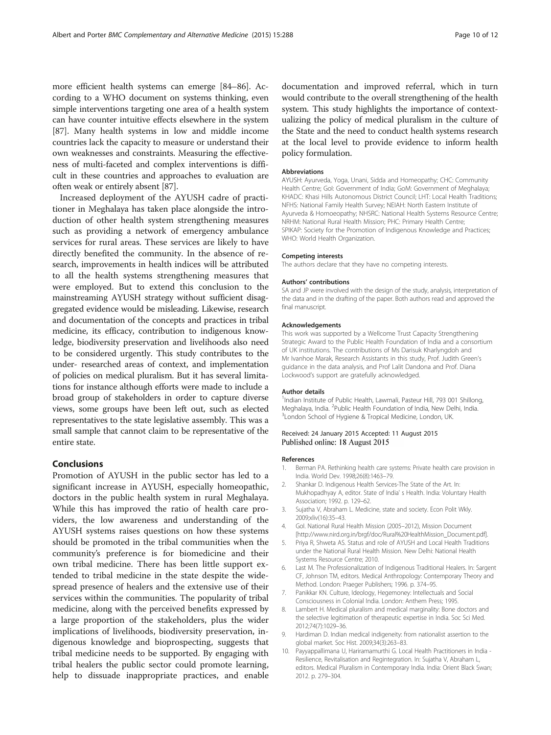more efficient health systems can emerge [84–86]. According to a WHO document on systems thinking, even simple interventions targeting one area of a health system can have counter intuitive effects elsewhere in the system [87]. Many health systems in low and middle income countries lack the capacity to measure or understand their own weaknesses and constraints. Measuring the effectiveness of multi-faceted and complex interventions is difficult in these countries and approaches to evaluation are often weak or entirely absent [87].

Increased deployment of the AYUSH cadre of practitioner in Meghalaya has taken place alongside the introduction of other health system strengthening measures such as providing a network of emergency ambulance services for rural areas. These services are likely to have directly benefited the community. In the absence of research, improvements in health indices will be attributed to all the health systems strengthening measures that were employed. But to extend this conclusion to the mainstreaming AYUSH strategy without sufficient disaggregated evidence would be misleading. Likewise, research and documentation of the concepts and practices in tribal medicine, its efficacy, contribution to indigenous knowledge, biodiversity preservation and livelihoods also need to be considered urgently. This study contributes to the under- researched areas of context, and implementation of policies on medical pluralism. But it has several limitations for instance although efforts were made to include a broad group of stakeholders in order to capture diverse views, some groups have been left out, such as elected representatives to the state legislative assembly. This was a small sample that cannot claim to be representative of the entire state.

## Conclusions

Promotion of AYUSH in the public sector has led to a significant increase in AYUSH, especially homeopathic, doctors in the public health system in rural Meghalaya. While this has improved the ratio of health care providers, the low awareness and understanding of the AYUSH systems raises questions on how these systems should be promoted in the tribal communities when the community's preference is for biomedicine and their own tribal medicine. There has been little support extended to tribal medicine in the state despite the widespread presence of healers and the extensive use of their services within the communities. The popularity of tribal medicine, along with the perceived benefits expressed by a large proportion of the stakeholders, plus the wider implications of livelihoods, biodiversity preservation, indigenous knowledge and bioprospecting, suggests that tribal medicine needs to be supported. By engaging with tribal healers the public sector could promote learning, help to dissuade inappropriate practices, and enable documentation and improved referral, which in turn would contribute to the overall strengthening of the health system. This study highlights the importance of contextualizing the policy of medical pluralism in the culture of the State and the need to conduct health systems research at the local level to provide evidence to inform health policy formulation.

#### Abbreviations

AYUSH: Ayurveda, Yoga, Unani, Sidda and Homeopathy; CHC: Community Health Centre; GoI: Government of India; GoM: Government of Meghalaya; KHADC: Khasi Hills Autonomous District Council; LHT: Local Health Traditions; NFHS: National Family Health Survey; NEIAH: North Eastern Institute of Ayurveda & Homoeopathy; NHSRC: National Health Systems Resource Centre; NRHM: National Rural Health Mission; PHC: Primary Health Centre; SPIKAP: Society for the Promotion of Indigenous Knowledge and Practices; WHO: World Health Organization.

#### Competing interests

The authors declare that they have no competing interests.

#### Authors' contributions

SA and JP were involved with the design of the study, analysis, interpretation of the data and in the drafting of the paper. Both authors read and approved the final manuscript.

#### Acknowledgements

This work was supported by a Wellcome Trust Capacity Strengthening Strategic Award to the Public Health Foundation of India and a consortium of UK institutions. The contributions of Ms Darisuk Kharlyngdoh and Mr Ivanhoe Marak, Research Assistants in this study, Prof. Judith Green's guidance in the data analysis, and Prof Lalit Dandona and Prof. Diana Lockwood's support are gratefully acknowledged.

#### Author details

[1]Indian Institute of Public Health, Lawmali, Pasteur Hill, 793 001 Shillong, Meghalaya, India. [2]Public Health Foundation of India, New Delhi, India. [3]London School of Hygiene & Tropical Medicine, London, UK.

Received: 24 January 2015 Accepted: 11 August 2015
Published online: 18 August 2015

#### References

1. Berman PA. Rethinking health care systems: Private health care provision in India. World Dev. 1998;26(8):1463–79.
2. Shankar D. Indigenous Health Services-The State of the Art. In: Mukhopadhyay A, editor. State of India' s Health. India: Voluntary Health Association; 1992. p. 129–62.
3. Sujatha V, Abraham L. Medicine, state and society. Econ Polit Wkly. 2009;xliv(16):35–43.
4. GoI. National Rural Health Mission (2005–2012), Mission Document [http://www.nird.org.in/brgf/doc/Rural%20HealthMission_Document.pdf].
5. Priya R, Shweta AS. Status and role of AYUSH and Local Health Traditions under the National Rural Health Mission. New Delhi: National Health Systems Resource Centre; 2010.
6. Last M. The Professionalization of Indigenous Traditional Healers. In: Sargent CF, Johnson TM, editors. Medical Anthropology: Contemporary Theory and Method. London: Praeger Publishers; 1996. p. 374–95.
7. Panikkar KN. Culture, Ideology, Hegemoney: Intellectuals and Social Consciousness in Colonial India. London: Anthem Press; 1995.
8. Lambert H. Medical pluralism and medical marginality: Bone doctors and the selective legitimation of therapeutic expertise in India. Soc Sci Med. 2012;74(7):1029–36.
9. Hardiman D. Indian medical indigeneity: from nationalist assertion to the global market. Soc Hist. 2009;34(3):263–83.
10. Payyappallimana U, Hariramamurthi G. Local Health Practitioners in India - Resilience, Revitalisation and Regintegration. In: Sujatha V, Abraham L, editors. Medical Pluralism in Contemporary India. India: Orient Black Swan; 2012. p. 279–304.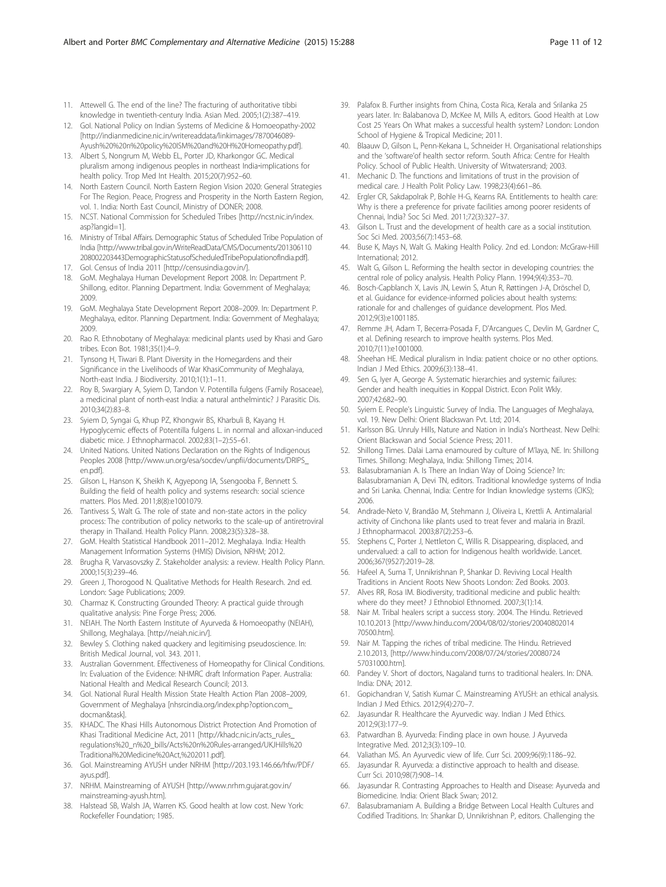11. Attewell G. The end of the line? The fracturing of authoritative tibbi knowledge in twentieth-century India. Asian Med. 2005;1(2):387–419.
12. GoI. National Policy on Indian Systems of Medicine & Homoeopathy-2002 [http://indianmedicine.nic.in/writereaddata/linkimages/7870046089-Ayush%20%20n%20policy%20ISM%20and%20H%20Homeopathy.pdf].
13. Albert S, Nongrum M, Webb EL, Porter JD, Kharkongor GC. Medical pluralism among indigenous peoples in northeast India-implications for health policy. Trop Med Int Health. 2015;20(7):952–60.
14. North Eastern Council. North Eastern Region Vision 2020: General Strategies For The Region. Peace, Progress and Prosperity in the North Eastern Region, vol. 1. India: North East Council, Ministry of DONER; 2008.
15. NCST. National Commission for Scheduled Tribes [http://ncst.nic.in/index.asp?langid=1].
16. Ministry of Tribal Affairs. Demographic Status of Scheduled Tribe Population of India [http://www.tribal.gov.in/WriteReadData/CMS/Documents/201306110208002203443DemographicStatusofScheduledTribePopulationofIndia.pdf].
17. GoI. Census of India 2011 [http://censusindia.gov.in/].
18. GoM. Meghalaya Human Development Report 2008. In: Department P. Shillong, editor. Planning Department. India: Government of Meghalaya; 2009.
19. GoM. Meghalaya State Development Report 2008–2009. In: Department P. Meghalaya, editor. Planning Department. India: Government of Meghalaya; 2009.
20. Rao R. Ethnobotany of Meghalaya: medicinal plants used by Khasi and Garo tribes. Econ Bot. 1981;35(1):4–9.
21. Tynsong H, Tiwari B. Plant Diversity in the Homegardens and their Significance in the Livelihoods of War KhasiCommunity of Meghalaya, North-east India. J Biodiversity. 2010;1(1):1–11.
22. Roy B, Swargiary A, Syiem D, Tandon V. Potentilla fulgens (Family Rosaceae), a medicinal plant of north-east India: a natural anthelmintic? J Parasitic Dis. 2010;34(2):83–8.
23. Syiem D, Syngai G, Khup PZ, Khongwir BS, Kharbuli B, Kayang H. Hypoglycemic effects of Potentilla fulgens L. in normal and alloxan-induced diabetic mice. J Ethnopharmacol. 2002;83(1–2):55–61.
24. United Nations. United Nations Declaration on the Rights of Indigenous Peoples 2008 [http://www.un.org/esa/socdev/unpfii/documents/DRIPS_en.pdf].
25. Gilson L, Hanson K, Sheikh K, Agyepong IA, Ssengooba F, Bennett S. Building the field of health policy and systems research: social science matters. Plos Med. 2011;8(8):e1001079.
26. Tantivess S, Walt G. The role of state and non-state actors in the policy process: The contribution of policy networks to the scale-up of antiretroviral therapy in Thailand. Health Policy Plann. 2008;23(5):328–38.
27. GoM. Health Statistical Handbook 2011–2012. Meghalaya. India: Health Management Information Systems (HMIS) Division, NRHM; 2012.
28. Brugha R, Varvasovszky Z. Stakeholder analysis: a review. Health Policy Plann. 2000;15(3):239–46.
29. Green J, Thorogood N. Qualitative Methods for Health Research. 2nd ed. London: Sage Publications; 2009.
30. Charmaz K. Constructing Grounded Theory: A practical guide through qualitative analysis: Pine Forge Press; 2006.
31. NEIAH. The North Eastern Institute of Ayurveda & Homoeopathy (NEIAH), Shillong, Meghalaya. [http://neiah.nic.in/].
32. Bewley S. Clothing naked quackery and legitimising pseudoscience. In: British Medical Journal, vol. 343. 2011.
33. Australian Government. Effectiveness of Homeopathy for Clinical Conditions. In: Evaluation of the Evidence: NHMRC draft Information Paper. Australia: National Health and Medical Research Council; 2013.
34. GoI. National Rural Health Mission State Health Action Plan 2008–2009, Government of Meghalaya [nhsrcindia.org/index.php?option.com_docman&task].
35. KHADC. The Khasi Hills Autonomous District Protection And Promotion of Khasi Traditional Medicine Act, 2011 [http://khadc.nic.in/acts_rules_regulations%20_n%20_bills/Acts%20n%20Rules-arranged/UKJHills%20Traditional%20Medicine%20Act,%202011.pdf].
36. GoI. Mainstreaming AYUSH under NRHM [http://203.193.146.66/hfw/PDF/ayus.pdf].
37. NRHM. Mainstreaming of AYUSH [http://www.nrhm.gujarat.gov.in/mainstreaming-ayush.htm].
38. Halstead SB, Walsh JA, Warren KS. Good health at low cost. New York: Rockefeller Foundation; 1985.
39. Palafox B. Further insights from China, Costa Rica, Kerala and Srilanka 25 years later. In: Balabanova D, McKee M, Mills A, editors. Good Health at Low Cost 25 Years On What makes a successful health system? London: London School of Hygiene & Tropical Medicine; 2011.
40. Blaauw D, Gilson L, Penn-Kekana L, Schneider H. Organisational relationships and the 'software'of health sector reform. South Africa: Centre for Health Policy. School of Public Health. University of Witwatersrand; 2003.
41. Mechanic D. The functions and limitations of trust in the provision of medical care. J Health Polit Policy Law. 1998;23(4):661–86.
42. Ergler CR, Sakdapolrak P, Bohle H-G, Kearns RA. Entitlements to health care: Why is there a preference for private facilities among poorer residents of Chennai, India? Soc Sci Med. 2011;72(3):327–37.
43. Gilson L. Trust and the development of health care as a social institution. Soc Sci Med. 2003;56(7):1453–68.
44. Buse K, Mays N, Walt G. Making Health Policy. 2nd ed. London: McGraw-Hill International; 2012.
45. Walt G, Gilson L. Reforming the health sector in developing countries: the central role of policy analysis. Health Policy Plann. 1994;9(4):353–70.
46. Bosch-Capblanch X, Lavis JN, Lewin S, Atun R, Røttingen J-A, Dröschel D, et al. Guidance for evidence-informed policies about health systems: rationale for and challenges of guidance development. Plos Med. 2012;9(3):e1001185.
47. Remme JH, Adam T, Becerra-Posada F, D'Arcangues C, Devlin M, Gardner C, et al. Defining research to improve health systems. Plos Med. 2010;7(11):e1001000.
48. Sheehan HE. Medical pluralism in India: patient choice or no other options. Indian J Med Ethics. 2009;6(3):138–41.
49. Sen G, Iyer A, George A. Systematic hierarchies and systemic failures: Gender and health inequities in Koppal District. Econ Polit Wkly. 2007;42:682–90.
50. Syiem E. People's Linguistic Survey of India. The Languages of Meghalaya, vol. 19. New Delhi: Orient Blackswan Pvt. Ltd; 2014.
51. Karlsson BG. Unruly Hills, Nature and Nation in India's Northeast. New Delhi: Orient Blackswan and Social Science Press; 2011.
52. Shillong Times. Dalai Lama enamoured by culture of M'laya, NE. In: Shillong Times. Shillong: Meghalaya, India: Shillong Times; 2014.
53. Balasubramanian A. Is There an Indian Way of Doing Science? In: Balasubramanian A, Devi TN, editors. Traditional knowledge systems of India and Sri Lanka. Chennai, India: Centre for Indian knowledge systems (CIKS); 2006.
54. Andrade-Neto V, Brandão M, Stehmann J, Oliveira L, Krettli A. Antimalarial activity of Cinchona like plants used to treat fever and malaria in Brazil. J Ethnopharmacol. 2003;87(2):253–6.
55. Stephens C, Porter J, Nettleton C, Willis R. Disappearing, displaced, and undervalued: a call to action for Indigenous health worldwide. Lancet. 2006;367(9527):2019–28.
56. Hafeel A, Suma T, Unnikrishnan P, Shankar D. Reviving Local Health Traditions in Ancient Roots New Shoots London: Zed Books. 2003.
57. Alves RR, Rosa IM. Biodiversity, traditional medicine and public health: where do they meet? J Ethnobiol Ethnomed. 2007;3(1):14.
58. Nair M. Tribal healers script a success story. 2004. The Hindu. Retrieved 10.10.2013 [http://www.hindu.com/2004/08/02/stories/2004080201470500.htm].
59. Nair M. Tapping the riches of tribal medicine. The Hindu. Retrieved 2.10.2013, [http://www.hindu.com/2008/07/24/stories/2008072457031000.htm].
60. Pandey V. Short of doctors, Nagaland turns to traditional healers. In: DNA. India: DNA; 2012.
61. Gopichandran V, Satish Kumar C. Mainstreaming AYUSH: an ethical analysis. Indian J Med Ethics. 2012;9(4):270–7.
62. Jayasundar R. Healthcare the Ayurvedic way. Indian J Med Ethics. 2012;9(3):177–9.
63. Patwardhan B. Ayurveda: Finding place in own house. J Ayurveda Integrative Med. 2012;3(3):109–10.
64. Valiathan MS. An Ayurvedic view of life. Curr Sci. 2009;96(9):1186–92.
65. Jayasundar R. Ayurveda: a distinctive approach to health and disease. Curr Sci. 2010;98(7):908–14.
66. Jayasundar R. Contrasting Approaches to Health and Disease: Ayurveda and Biomedicine. India: Orient Black Swan; 2012.
67. Balasubramaniam A. Building a Bridge Between Local Health Cultures and Codified Traditions. In: Shankar D, Unnikrishnan P, editors. Challenging the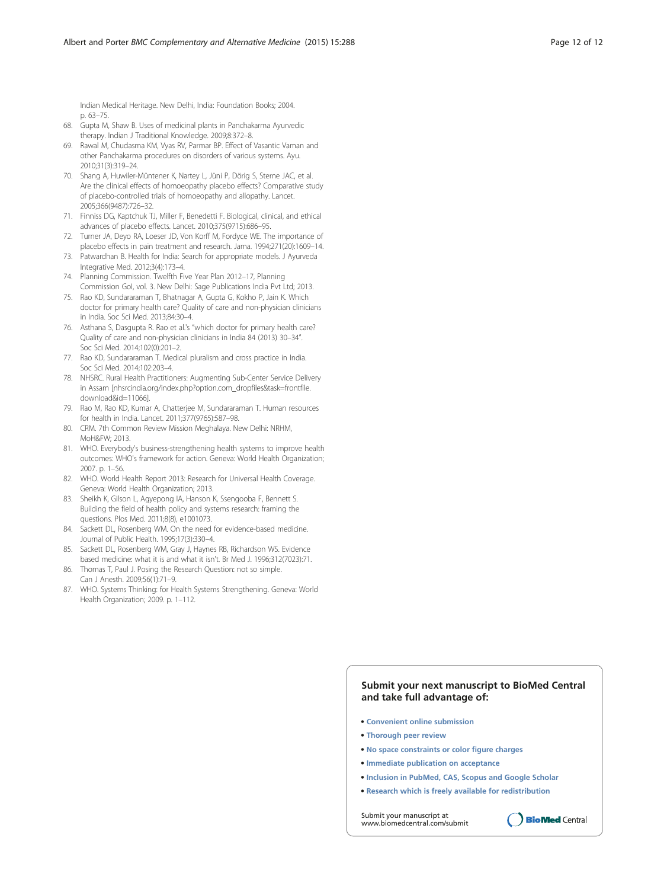Indian Medical Heritage. New Delhi, India: Foundation Books; 2004. p. 63–75.

68. Gupta M, Shaw B. Uses of medicinal plants in Panchakarma Ayurvedic therapy. Indian J Traditional Knowledge. 2009;8:372–8.
69. Rawal M, Chudasma KM, Vyas RV, Parmar BP. Effect of Vasantic Vaman and other Panchakarma procedures on disorders of various systems. Ayu. 2010;31(3):319–24.
70. Shang A, Huwiler-Müntener K, Nartey L, Jüni P, Dörig S, Sterne JAC, et al. Are the clinical effects of homoeopathy placebo effects? Comparative study of placebo-controlled trials of homoeopathy and allopathy. Lancet. 2005;366(9487):726–32.
71. Finniss DG, Kaptchuk TJ, Miller F, Benedetti F. Biological, clinical, and ethical advances of placebo effects. Lancet. 2010;375(9715):686–95.
72. Turner JA, Deyo RA, Loeser JD, Von Korff M, Fordyce WE. The importance of placebo effects in pain treatment and research. Jama. 1994;271(20):1609–14.
73. Patwardhan B. Health for India: Search for appropriate models. J Ayurveda Integrative Med. 2012;3(4):173–4.
74. Planning Commission. Twelfth Five Year Plan 2012–17, Planning Commission GoI, vol. 3. New Delhi: Sage Publications India Pvt Ltd; 2013.
75. Rao KD, Sundararaman T, Bhatnagar A, Gupta G, Kokho P, Jain K. Which doctor for primary health care? Quality of care and non-physician clinicians in India. Soc Sci Med. 2013;84:30–4.
76. Asthana S, Dasgupta R. Rao et al.'s "which doctor for primary health care? Quality of care and non-physician clinicians in India 84 (2013) 30–34". Soc Sci Med. 2014;102(0):201–2.
77. Rao KD, Sundararaman T. Medical pluralism and cross practice in India. Soc Sci Med. 2014;102:203–4.
78. NHSRC. Rural Health Practitioners: Augmenting Sub-Center Service Delivery in Assam [nhsrcindia.org/index.php?option.com_dropfiles&task=frontfile.download&id=11066].
79. Rao M, Rao KD, Kumar A, Chatterjee M, Sundararaman T. Human resources for health in India. Lancet. 2011;377(9765):587–98.
80. CRM. 7th Common Review Mission Meghalaya. New Delhi: NRHM, MoH&FW; 2013.
81. WHO. Everybody's business-strengthening health systems to improve health outcomes: WHO's framework for action. Geneva: World Health Organization; 2007. p. 1–56.
82. WHO. World Health Report 2013: Research for Universal Health Coverage. Geneva: World Health Organization; 2013.
83. Sheikh K, Gilson L, Agyepong IA, Hanson K, Ssengooba F, Bennett S. Building the field of health policy and systems research: framing the questions. Plos Med. 2011;8(8), e1001073.
84. Sackett DL, Rosenberg WM. On the need for evidence-based medicine. Journal of Public Health. 1995;17(3):330–4.
85. Sackett DL, Rosenberg WM, Gray J, Haynes RB, Richardson WS. Evidence based medicine: what it is and what it isn't. Br Med J. 1996;312(7023):71.
86. Thomas T, Paul J. Posing the Research Question: not so simple. Can J Anesth. 2009;56(1):71–9.
87. WHO. Systems Thinking: for Health Systems Strengthening. Geneva: World Health Organization; 2009. p. 1–112.

**Submit your next manuscript to BioMed Central and take full advantage of:**

- **Convenient online submission**
- **Thorough peer review**
- **No space constraints or color figure charges**
- **Immediate publication on acceptance**
- **Inclusion in PubMed, CAS, Scopus and Google Scholar**
- **Research which is freely available for redistribution**

Submit your manuscript at www.biomedcentral.com/submit

BioMed Central